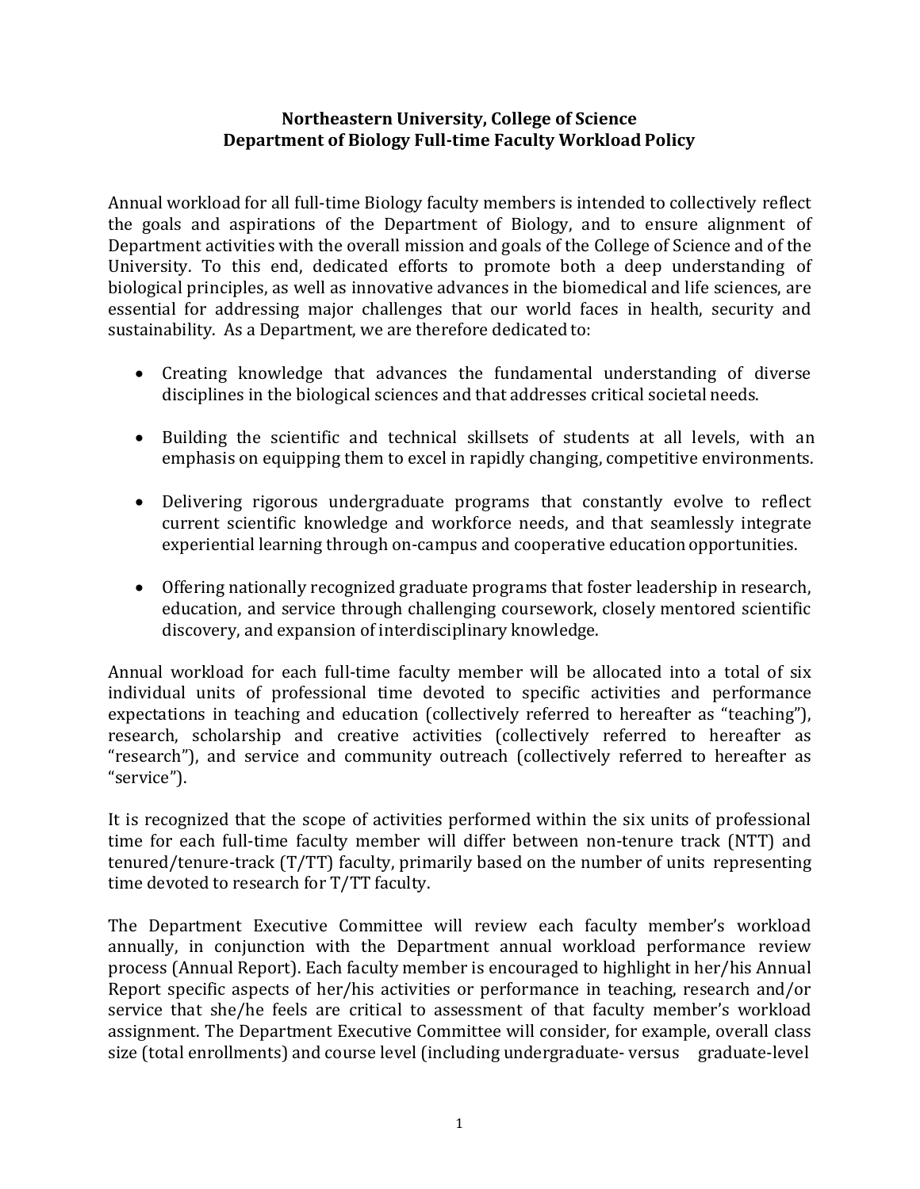# Northeastern University, College of Science
## Department of Biology Full-time Faculty Workload Policy

Annual workload for all full-time Biology faculty members is intended to collectively reflect the goals and aspirations of the Department of Biology, and to ensure alignment of Department activities with the overall mission and goals of the College of Science and of the University. To this end, dedicated efforts to promote both a deep understanding of biological principles, as well as innovative advances in the biomedical and life sciences, are essential for addressing major challenges that our world faces in health, security and sustainability. As a Department, we are therefore dedicated to:

- Creating knowledge that advances the fundamental understanding of diverse disciplines in the biological sciences and that addresses critical societal needs.
- Building the scientific and technical skillsets of students at all levels, with an emphasis on equipping them to excel in rapidly changing, competitive environments.
- Delivering rigorous undergraduate programs that constantly evolve to reflect current scientific knowledge and workforce needs, and that seamlessly integrate experiential learning through on-campus and cooperative education opportunities.
- Offering nationally recognized graduate programs that foster leadership in research, education, and service through challenging coursework, closely mentored scientific discovery, and expansion of interdisciplinary knowledge.

Annual workload for each full-time faculty member will be allocated into a total of six individual units of professional time devoted to specific activities and performance expectations in teaching and education (collectively referred to hereafter as "teaching"), research, scholarship and creative activities (collectively referred to hereafter as "research"), and service and community outreach (collectively referred to hereafter as "service").

It is recognized that the scope of activities performed within the six units of professional time for each full-time faculty member will differ between non-tenure track (NTT) and tenured/tenure-track (T/TT) faculty, primarily based on the number of units representing time devoted to research for T/TT faculty.

The Department Executive Committee will review each faculty member's workload annually, in conjunction with the Department annual workload performance review process (Annual Report). Each faculty member is encouraged to highlight in her/his Annual Report specific aspects of her/his activities or performance in teaching, research and/or service that she/he feels are critical to assessment of that faculty member's workload assignment. The Department Executive Committee will consider, for example, overall class size (total enrollments) and course level (including undergraduate- versus graduate-level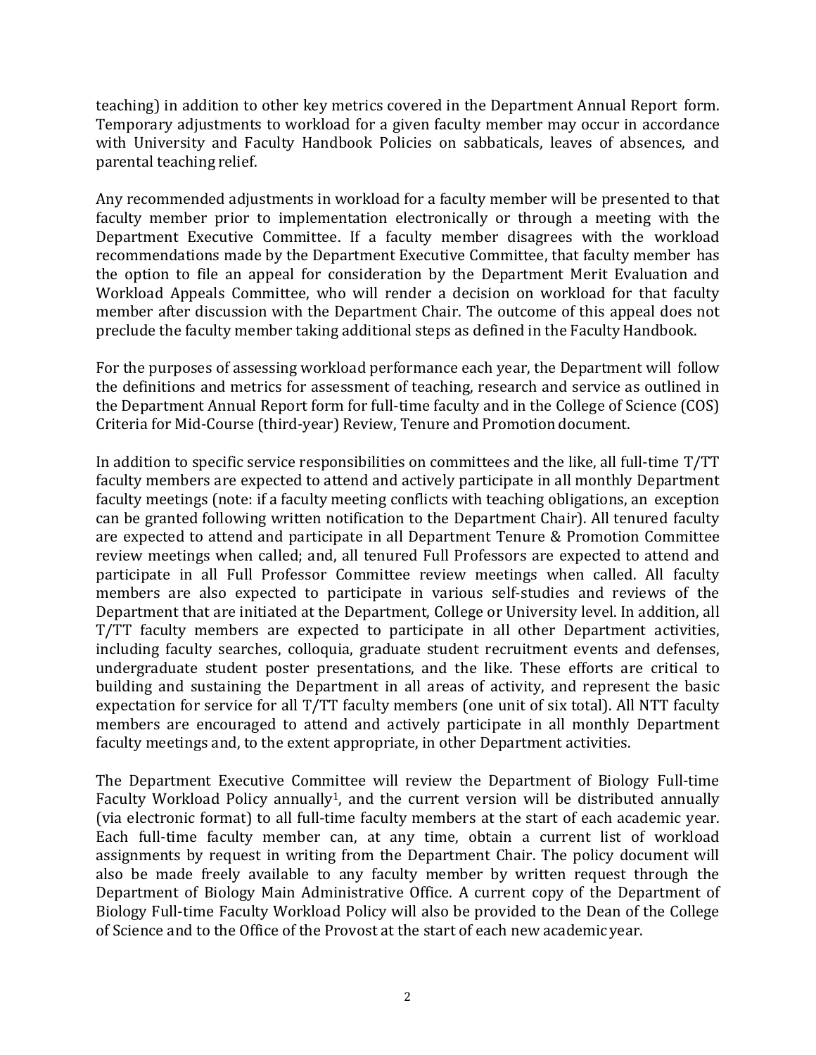teaching) in addition to other key metrics covered in the Department Annual Report form. Temporary adjustments to workload for a given faculty member may occur in accordance with University and Faculty Handbook Policies on sabbaticals, leaves of absences, and parental teaching relief.

Any recommended adjustments in workload for a faculty member will be presented to that faculty member prior to implementation electronically or through a meeting with the Department Executive Committee. If a faculty member disagrees with the workload recommendations made by the Department Executive Committee, that faculty member has the option to file an appeal for consideration by the Department Merit Evaluation and Workload Appeals Committee, who will render a decision on workload for that faculty member after discussion with the Department Chair. The outcome of this appeal does not preclude the faculty member taking additional steps as defined in the Faculty Handbook.

For the purposes of assessing workload performance each year, the Department will follow the definitions and metrics for assessment of teaching, research and service as outlined in the Department Annual Report form for full-time faculty and in the College of Science (COS) Criteria for Mid-Course (third-year) Review, Tenure and Promotion document.

In addition to specific service responsibilities on committees and the like, all full-time T/TT faculty members are expected to attend and actively participate in all monthly Department faculty meetings (note: if a faculty meeting conflicts with teaching obligations, an exception can be granted following written notification to the Department Chair). All tenured faculty are expected to attend and participate in all Department Tenure & Promotion Committee review meetings when called; and, all tenured Full Professors are expected to attend and participate in all Full Professor Committee review meetings when called. All faculty members are also expected to participate in various self-studies and reviews of the Department that are initiated at the Department, College or University level. In addition, all T/TT faculty members are expected to participate in all other Department activities, including faculty searches, colloquia, graduate student recruitment events and defenses, undergraduate student poster presentations, and the like. These efforts are critical to building and sustaining the Department in all areas of activity, and represent the basic expectation for service for all T/TT faculty members (one unit of six total). All NTT faculty members are encouraged to attend and actively participate in all monthly Department faculty meetings and, to the extent appropriate, in other Department activities.

The Department Executive Committee will review the Department of Biology Full-time Faculty Workload Policy annually[1], and the current version will be distributed annually (via electronic format) to all full-time faculty members at the start of each academic year. Each full-time faculty member can, at any time, obtain a current list of workload assignments by request in writing from the Department Chair. The policy document will also be made freely available to any faculty member by written request through the Department of Biology Main Administrative Office. A current copy of the Department of Biology Full-time Faculty Workload Policy will also be provided to the Dean of the College of Science and to the Office of the Provost at the start of each new academic year.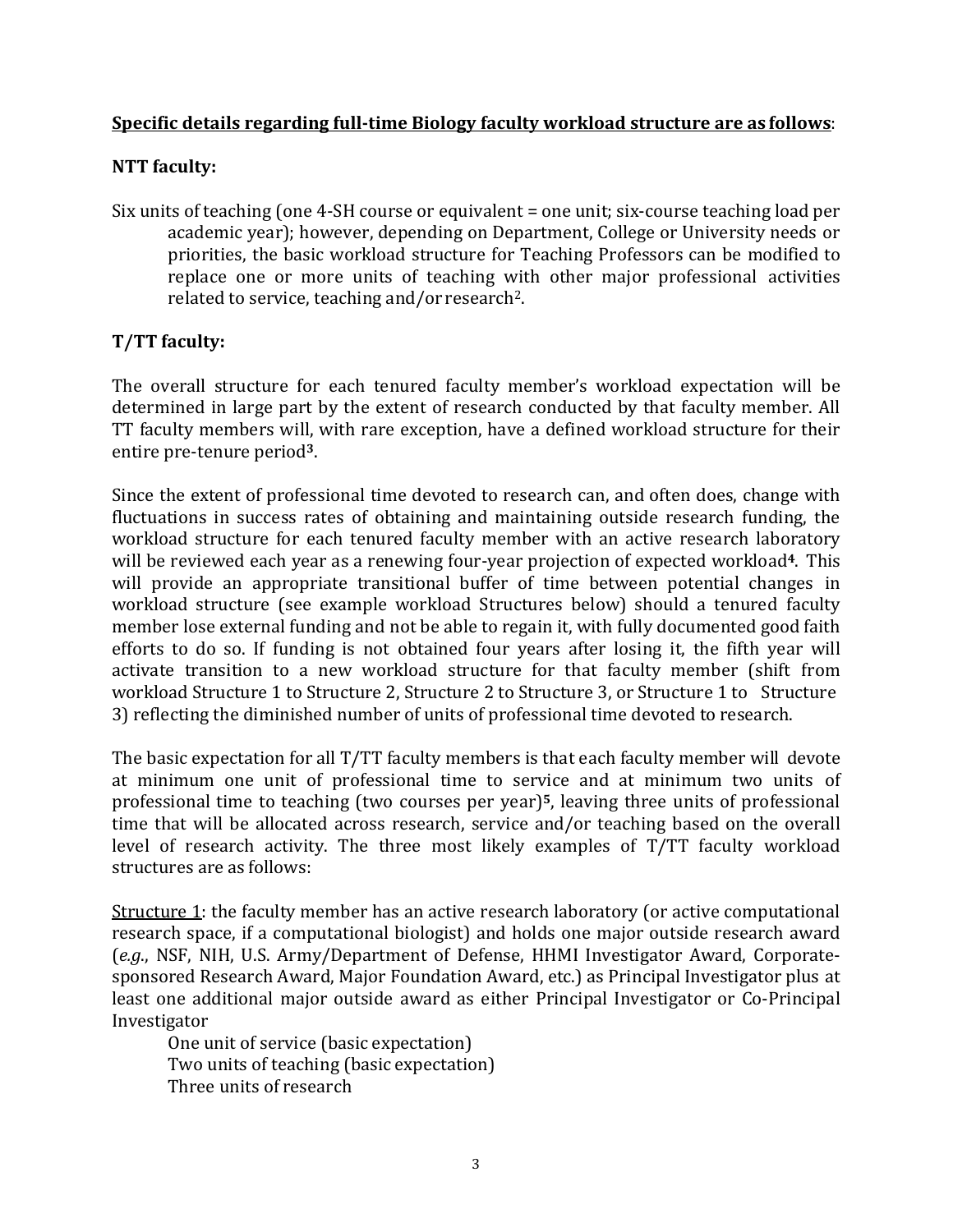**<u>Specific details regarding full-time Biology faculty workload structure are as follows</u>**:

**NTT faculty:**

Six units of teaching (one 4-SH course or equivalent = one unit; six-course teaching load per academic year); however, depending on Department, College or University needs or priorities, the basic workload structure for Teaching Professors can be modified to replace one or more units of teaching with other major professional activities related to service, teaching and/or research[2].

**T/TT faculty:**

The overall structure for each tenured faculty member's workload expectation will be determined in large part by the extent of research conducted by that faculty member. All TT faculty members will, with rare exception, have a defined workload structure for their entire pre-tenure period[3].

Since the extent of professional time devoted to research can, and often does, change with fluctuations in success rates of obtaining and maintaining outside research funding, the workload structure for each tenured faculty member with an active research laboratory will be reviewed each year as a renewing four-year projection of expected workload[4]. This will provide an appropriate transitional buffer of time between potential changes in workload structure (see example workload Structures below) should a tenured faculty member lose external funding and not be able to regain it, with fully documented good faith efforts to do so. If funding is not obtained four years after losing it, the fifth year will activate transition to a new workload structure for that faculty member (shift from workload Structure 1 to Structure 2, Structure 2 to Structure 3, or Structure 1 to Structure 3) reflecting the diminished number of units of professional time devoted to research.

The basic expectation for all T/TT faculty members is that each faculty member will devote at minimum one unit of professional time to service and at minimum two units of professional time to teaching (two courses per year)[5], leaving three units of professional time that will be allocated across research, service and/or teaching based on the overall level of research activity. The three most likely examples of T/TT faculty workload structures are as follows:

<u>Structure 1</u>: the faculty member has an active research laboratory (or active computational research space, if a computational biologist) and holds one major outside research award (*e.g.*, NSF, NIH, U.S. Army/Department of Defense, HHMI Investigator Award, Corporate-sponsored Research Award, Major Foundation Award, etc.) as Principal Investigator plus at least one additional major outside award as either Principal Investigator or Co-Principal Investigator

One unit of service (basic expectation)
Two units of teaching (basic expectation)
Three units of research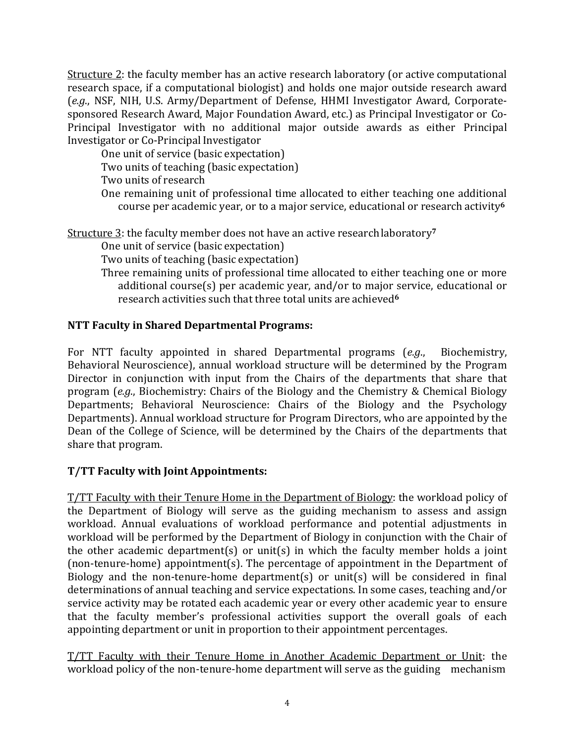Structure 2: the faculty member has an active research laboratory (or active computational research space, if a computational biologist) and holds one major outside research award (*e.g.*, NSF, NIH, U.S. Army/Department of Defense, HHMI Investigator Award, Corporate-sponsored Research Award, Major Foundation Award, etc.) as Principal Investigator or Co-Principal Investigator with no additional major outside awards as either Principal Investigator or Co-Principal Investigator

- One unit of service (basic expectation)
- Two units of teaching (basic expectation)
- Two units of research
- One remaining unit of professional time allocated to either teaching one additional course per academic year, or to a major service, educational or research activity[6]

Structure 3: the faculty member does not have an active research laboratory[7]

- One unit of service (basic expectation)
- Two units of teaching (basic expectation)
- Three remaining units of professional time allocated to either teaching one or more additional course(s) per academic year, and/or to major service, educational or research activities such that three total units are achieved[6]

**NTT Faculty in Shared Departmental Programs:**

For NTT faculty appointed in shared Departmental programs (*e.g.*, Biochemistry, Behavioral Neuroscience), annual workload structure will be determined by the Program Director in conjunction with input from the Chairs of the departments that share that program (*e.g.*, Biochemistry: Chairs of the Biology and the Chemistry & Chemical Biology Departments; Behavioral Neuroscience: Chairs of the Biology and the Psychology Departments). Annual workload structure for Program Directors, who are appointed by the Dean of the College of Science, will be determined by the Chairs of the departments that share that program.

**T/TT Faculty with Joint Appointments:**

T/TT Faculty with their Tenure Home in the Department of Biology: the workload policy of the Department of Biology will serve as the guiding mechanism to assess and assign workload. Annual evaluations of workload performance and potential adjustments in workload will be performed by the Department of Biology in conjunction with the Chair of the other academic department(s) or unit(s) in which the faculty member holds a joint (non-tenure-home) appointment(s). The percentage of appointment in the Department of Biology and the non-tenure-home department(s) or unit(s) will be considered in final determinations of annual teaching and service expectations. In some cases, teaching and/or service activity may be rotated each academic year or every other academic year to ensure that the faculty member's professional activities support the overall goals of each appointing department or unit in proportion to their appointment percentages.

T/TT Faculty with their Tenure Home in Another Academic Department or Unit: the workload policy of the non-tenure-home department will serve as the guiding mechanism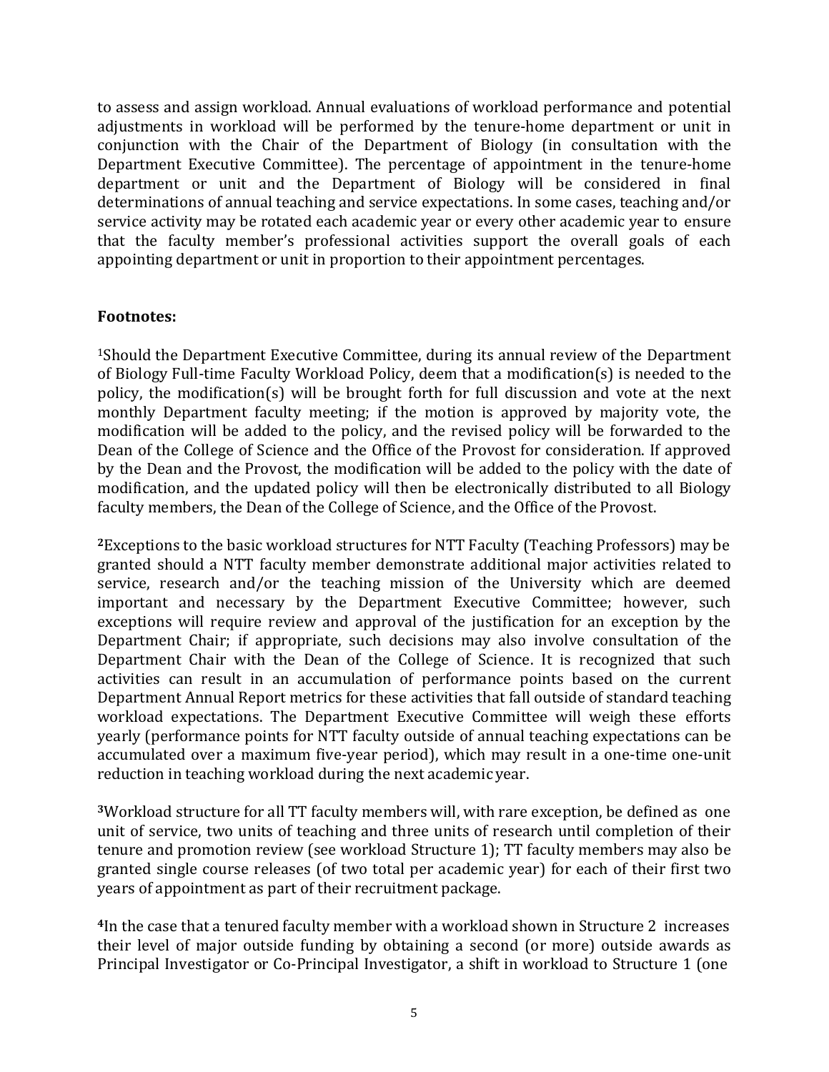to assess and assign workload. Annual evaluations of workload performance and potential adjustments in workload will be performed by the tenure-home department or unit in conjunction with the Chair of the Department of Biology (in consultation with the Department Executive Committee). The percentage of appointment in the tenure-home department or unit and the Department of Biology will be considered in final determinations of annual teaching and service expectations. In some cases, teaching and/or service activity may be rotated each academic year or every other academic year to ensure that the faculty member's professional activities support the overall goals of each appointing department or unit in proportion to their appointment percentages.

**Footnotes:**

[1]Should the Department Executive Committee, during its annual review of the Department of Biology Full-time Faculty Workload Policy, deem that a modification(s) is needed to the policy, the modification(s) will be brought forth for full discussion and vote at the next monthly Department faculty meeting; if the motion is approved by majority vote, the modification will be added to the policy, and the revised policy will be forwarded to the Dean of the College of Science and the Office of the Provost for consideration. If approved by the Dean and the Provost, the modification will be added to the policy with the date of modification, and the updated policy will then be electronically distributed to all Biology faculty members, the Dean of the College of Science, and the Office of the Provost.

[2]Exceptions to the basic workload structures for NTT Faculty (Teaching Professors) may be granted should a NTT faculty member demonstrate additional major activities related to service, research and/or the teaching mission of the University which are deemed important and necessary by the Department Executive Committee; however, such exceptions will require review and approval of the justification for an exception by the Department Chair; if appropriate, such decisions may also involve consultation of the Department Chair with the Dean of the College of Science. It is recognized that such activities can result in an accumulation of performance points based on the current Department Annual Report metrics for these activities that fall outside of standard teaching workload expectations. The Department Executive Committee will weigh these efforts yearly (performance points for NTT faculty outside of annual teaching expectations can be accumulated over a maximum five-year period), which may result in a one-time one-unit reduction in teaching workload during the next academic year.

[3]Workload structure for all TT faculty members will, with rare exception, be defined as one unit of service, two units of teaching and three units of research until completion of their tenure and promotion review (see workload Structure 1); TT faculty members may also be granted single course releases (of two total per academic year) for each of their first two years of appointment as part of their recruitment package.

[4]In the case that a tenured faculty member with a workload shown in Structure 2 increases their level of major outside funding by obtaining a second (or more) outside awards as Principal Investigator or Co-Principal Investigator, a shift in workload to Structure 1 (one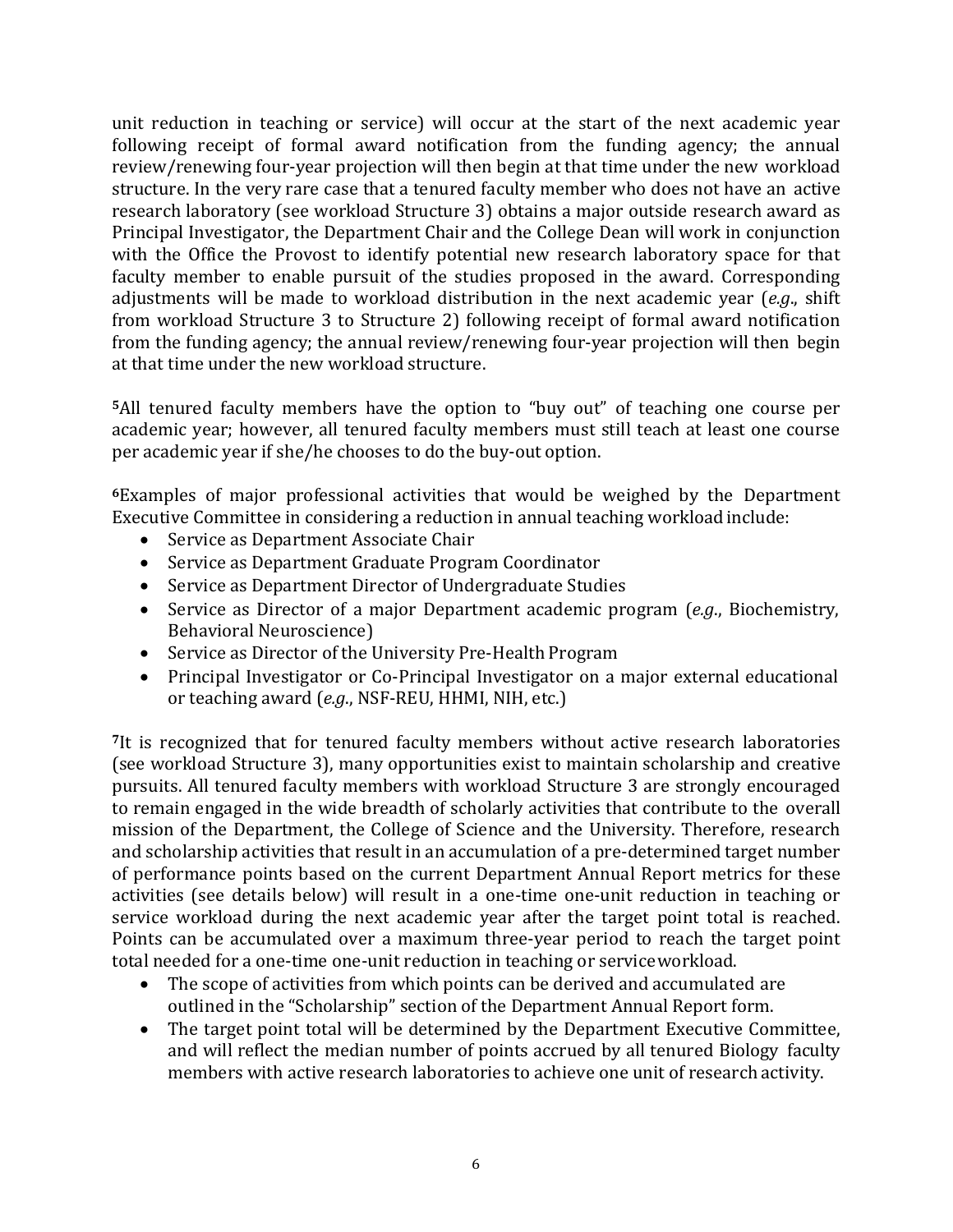unit reduction in teaching or service) will occur at the start of the next academic year following receipt of formal award notification from the funding agency; the annual review/renewing four-year projection will then begin at that time under the new workload structure. In the very rare case that a tenured faculty member who does not have an active research laboratory (see workload Structure 3) obtains a major outside research award as Principal Investigator, the Department Chair and the College Dean will work in conjunction with the Office the Provost to identify potential new research laboratory space for that faculty member to enable pursuit of the studies proposed in the award. Corresponding adjustments will be made to workload distribution in the next academic year (*e.g.*, shift from workload Structure 3 to Structure 2) following receipt of formal award notification from the funding agency; the annual review/renewing four-year projection will then begin at that time under the new workload structure.

[5]All tenured faculty members have the option to "buy out" of teaching one course per academic year; however, all tenured faculty members must still teach at least one course per academic year if she/he chooses to do the buy-out option.

[6]Examples of major professional activities that would be weighed by the Department Executive Committee in considering a reduction in annual teaching workload include:

- Service as Department Associate Chair
- Service as Department Graduate Program Coordinator
- Service as Department Director of Undergraduate Studies
- Service as Director of a major Department academic program (*e.g.*, Biochemistry, Behavioral Neuroscience)
- Service as Director of the University Pre-Health Program
- Principal Investigator or Co-Principal Investigator on a major external educational or teaching award (*e.g.*, NSF-REU, HHMI, NIH, etc.)

[7]It is recognized that for tenured faculty members without active research laboratories (see workload Structure 3), many opportunities exist to maintain scholarship and creative pursuits. All tenured faculty members with workload Structure 3 are strongly encouraged to remain engaged in the wide breadth of scholarly activities that contribute to the overall mission of the Department, the College of Science and the University. Therefore, research and scholarship activities that result in an accumulation of a pre-determined target number of performance points based on the current Department Annual Report metrics for these activities (see details below) will result in a one-time one-unit reduction in teaching or service workload during the next academic year after the target point total is reached. Points can be accumulated over a maximum three-year period to reach the target point total needed for a one-time one-unit reduction in teaching or service workload.

- The scope of activities from which points can be derived and accumulated are outlined in the "Scholarship" section of the Department Annual Report form.
- The target point total will be determined by the Department Executive Committee, and will reflect the median number of points accrued by all tenured Biology faculty members with active research laboratories to achieve one unit of research activity.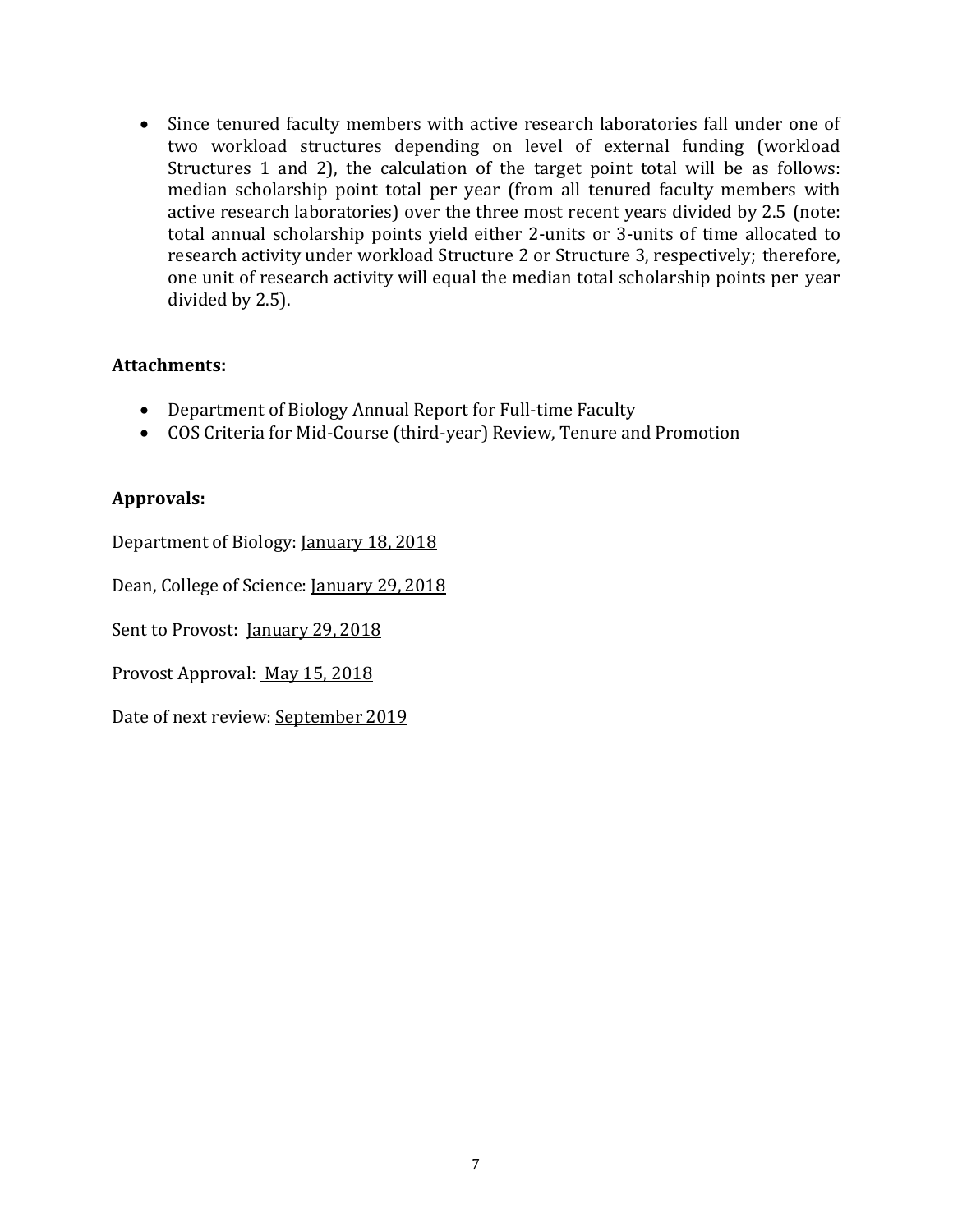- Since tenured faculty members with active research laboratories fall under one of two workload structures depending on level of external funding (workload Structures 1 and 2), the calculation of the target point total will be as follows: median scholarship point total per year (from all tenured faculty members with active research laboratories) over the three most recent years divided by 2.5 (note: total annual scholarship points yield either 2-units or 3-units of time allocated to research activity under workload Structure 2 or Structure 3, respectively; therefore, one unit of research activity will equal the median total scholarship points per year divided by 2.5).

**Attachments:**

- Department of Biology Annual Report for Full-time Faculty
- COS Criteria for Mid-Course (third-year) Review, Tenure and Promotion

**Approvals:**

Department of Biology: January 18, 2018

Dean, College of Science: January 29, 2018

Sent to Provost: January 29, 2018

Provost Approval: May 15, 2018

Date of next review: September 2019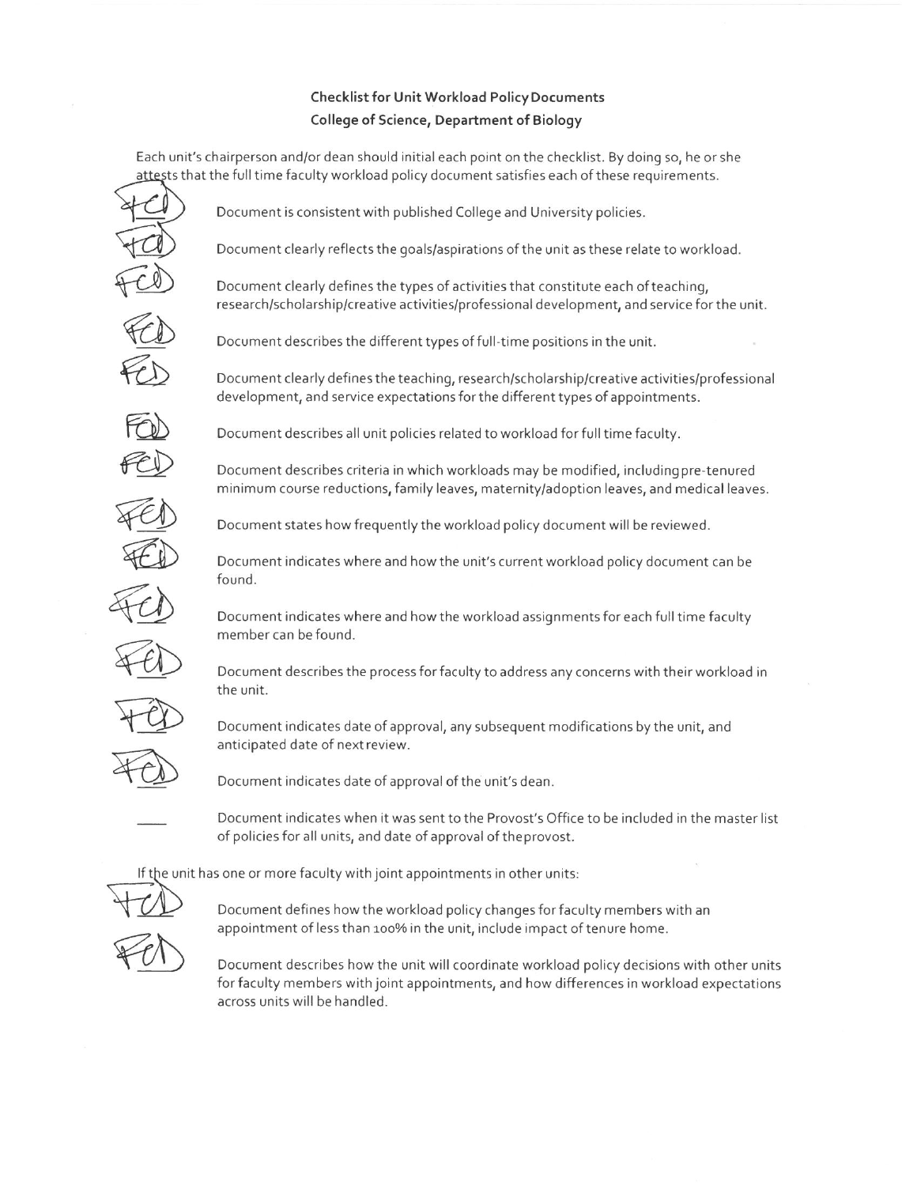**Checklist for Unit Workload Policy Documents**

**College of Science, Department of Biology**

Each unit's chairperson and/or dean should initial each point on the checklist. By doing so, he or she attests that the full time faculty workload policy document satisfies each of these requirements.

FCD Document is consistent with published College and University policies.

FCD Document clearly reflects the goals/aspirations of the unit as these relate to workload.

FCD Document clearly defines the types of activities that constitute each of teaching, research/scholarship/creative activities/professional development, and service for the unit.

FCD Document describes the different types of full-time positions in the unit.

FCD Document clearly defines the teaching, research/scholarship/creative activities/professional development, and service expectations for the different types of appointments.

FCD Document describes all unit policies related to workload for full time faculty.

FCD Document describes criteria in which workloads may be modified, including pre-tenured minimum course reductions, family leaves, maternity/adoption leaves, and medical leaves.

FCD Document states how frequently the workload policy document will be reviewed.

FCD Document indicates where and how the unit's current workload policy document can be found.

FCD Document indicates where and how the workload assignments for each full time faculty member can be found.

FCD Document describes the process for faculty to address any concerns with their workload in the unit.

FCD Document indicates date of approval, any subsequent modifications by the unit, and anticipated date of next review.

FCD Document indicates date of approval of the unit's dean.

\_\_\_ Document indicates when it was sent to the Provost's Office to be included in the master list of policies for all units, and date of approval of the provost.

If the unit has one or more faculty with joint appointments in other units:

FCD Document defines how the workload policy changes for faculty members with an appointment of less than 100% in the unit, include impact of tenure home.

FCD Document describes how the unit will coordinate workload policy decisions with other units for faculty members with joint appointments, and how differences in workload expectations across units will be handled.